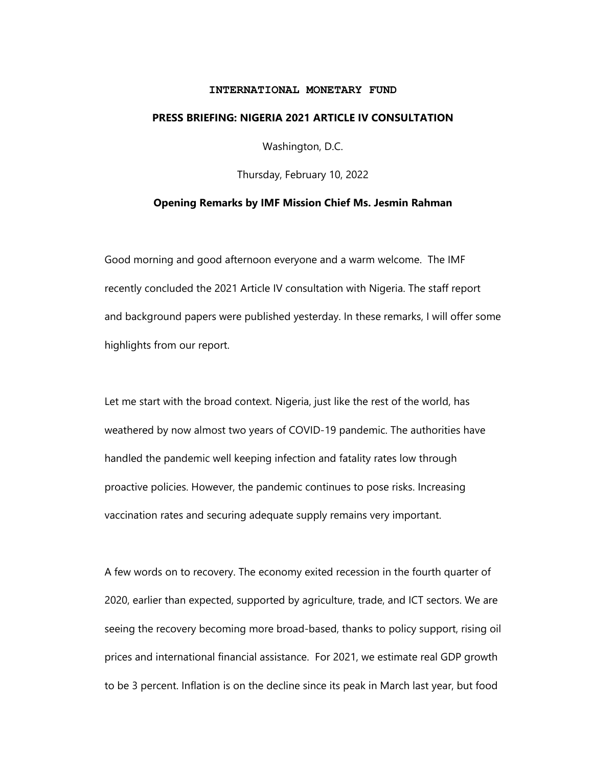**INTERNATIONAL MONETARY FUND**

**PRESS BRIEFING: NIGERIA 2021 ARTICLE IV CONSULTATION**

Washington, D.C.

Thursday, February 10, 2022

**Opening Remarks by IMF Mission Chief Ms. Jesmin Rahman**

Good morning and good afternoon everyone and a warm welcome. The IMF recently concluded the 2021 Article IV consultation with Nigeria. The staff report and background papers were published yesterday. In these remarks, I will offer some highlights from our report.

Let me start with the broad context. Nigeria, just like the rest of the world, has weathered by now almost two years of COVID-19 pandemic. The authorities have handled the pandemic well keeping infection and fatality rates low through proactive policies. However, the pandemic continues to pose risks. Increasing vaccination rates and securing adequate supply remains very important.

A few words on to recovery. The economy exited recession in the fourth quarter of 2020, earlier than expected, supported by agriculture, trade, and ICT sectors. We are seeing the recovery becoming more broad-based, thanks to policy support, rising oil prices and international financial assistance. For 2021, we estimate real GDP growth to be 3 percent. Inflation is on the decline since its peak in March last year, but food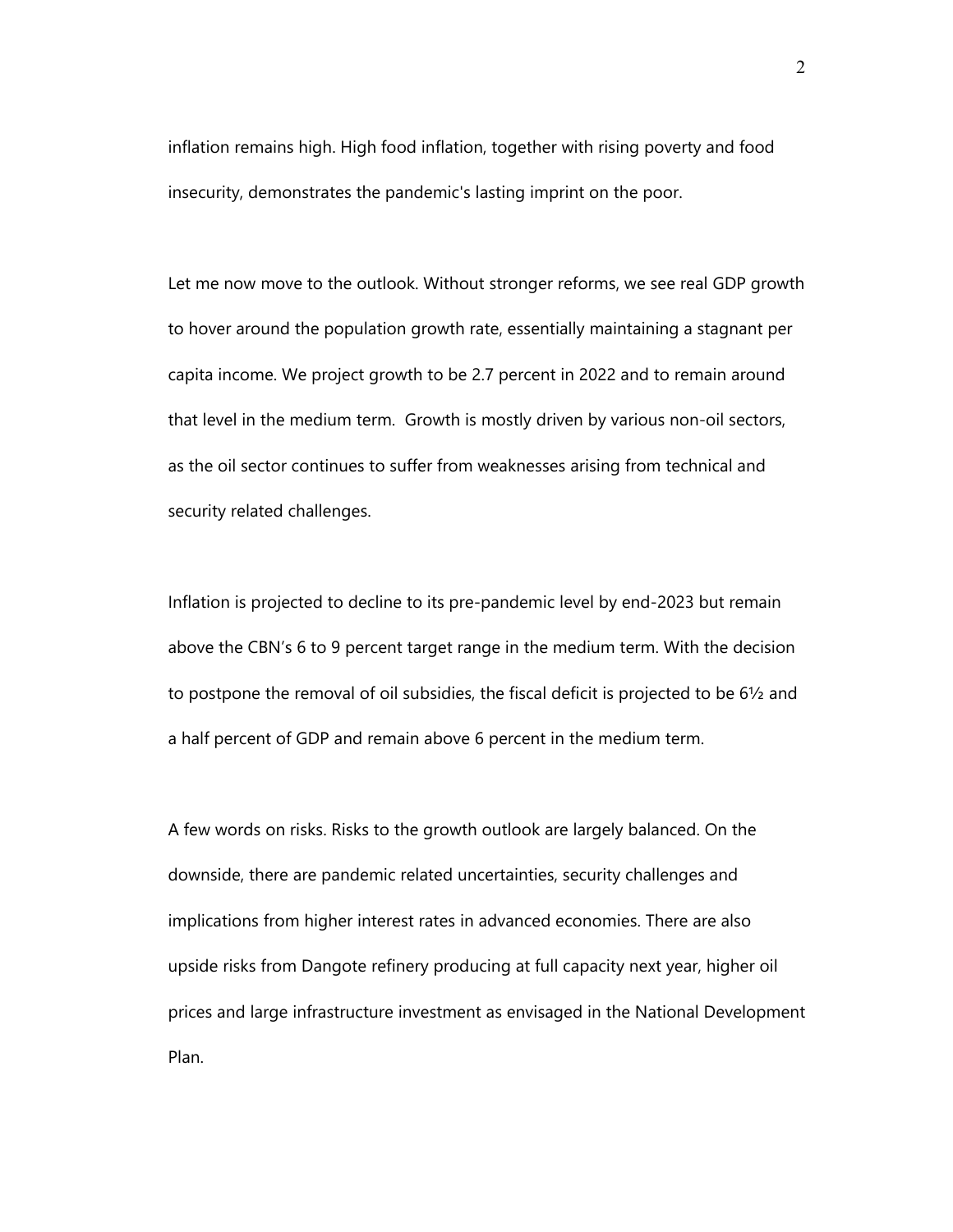inflation remains high. High food inflation, together with rising poverty and food insecurity, demonstrates the pandemic's lasting imprint on the poor.

Let me now move to the outlook. Without stronger reforms, we see real GDP growth to hover around the population growth rate, essentially maintaining a stagnant per capita income. We project growth to be 2.7 percent in 2022 and to remain around that level in the medium term. Growth is mostly driven by various non-oil sectors, as the oil sector continues to suffer from weaknesses arising from technical and security related challenges.

Inflation is projected to decline to its pre-pandemic level by end-2023 but remain above the CBN's 6 to 9 percent target range in the medium term. With the decision to postpone the removal of oil subsidies, the fiscal deficit is projected to be 6½ and a half percent of GDP and remain above 6 percent in the medium term.

A few words on risks. Risks to the growth outlook are largely balanced. On the downside, there are pandemic related uncertainties, security challenges and implications from higher interest rates in advanced economies. There are also upside risks from Dangote refinery producing at full capacity next year, higher oil prices and large infrastructure investment as envisaged in the National Development Plan.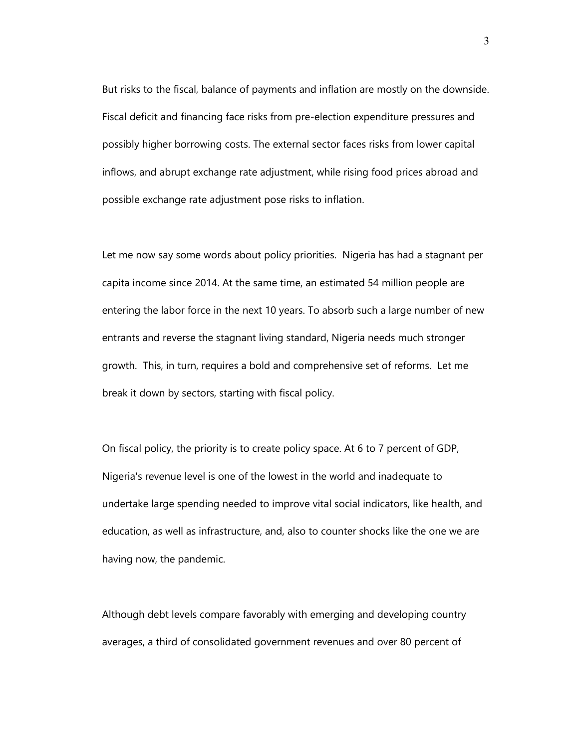But risks to the fiscal, balance of payments and inflation are mostly on the downside. Fiscal deficit and financing face risks from pre-election expenditure pressures and possibly higher borrowing costs. The external sector faces risks from lower capital inflows, and abrupt exchange rate adjustment, while rising food prices abroad and possible exchange rate adjustment pose risks to inflation.

Let me now say some words about policy priorities. Nigeria has had a stagnant per capita income since 2014. At the same time, an estimated 54 million people are entering the labor force in the next 10 years. To absorb such a large number of new entrants and reverse the stagnant living standard, Nigeria needs much stronger growth. This, in turn, requires a bold and comprehensive set of reforms. Let me break it down by sectors, starting with fiscal policy.

On fiscal policy, the priority is to create policy space. At 6 to 7 percent of GDP, Nigeria's revenue level is one of the lowest in the world and inadequate to undertake large spending needed to improve vital social indicators, like health, and education, as well as infrastructure, and, also to counter shocks like the one we are having now, the pandemic.

Although debt levels compare favorably with emerging and developing country averages, a third of consolidated government revenues and over 80 percent of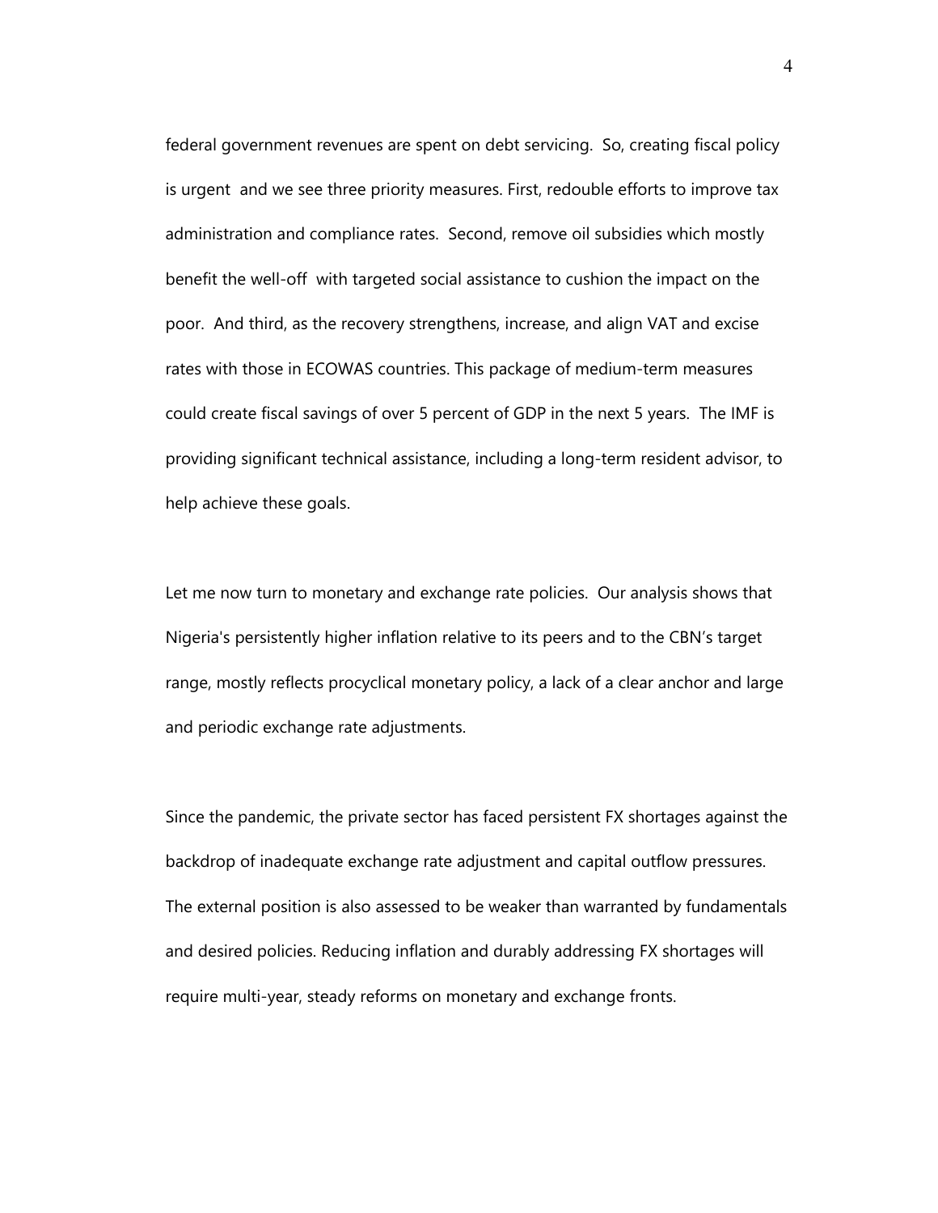federal government revenues are spent on debt servicing. So, creating fiscal policy is urgent and we see three priority measures. First, redouble efforts to improve tax administration and compliance rates. Second, remove oil subsidies which mostly benefit the well-off with targeted social assistance to cushion the impact on the poor. And third, as the recovery strengthens, increase, and align VAT and excise rates with those in ECOWAS countries. This package of medium-term measures could create fiscal savings of over 5 percent of GDP in the next 5 years. The IMF is providing significant technical assistance, including a long-term resident advisor, to help achieve these goals.

Let me now turn to monetary and exchange rate policies. Our analysis shows that Nigeria's persistently higher inflation relative to its peers and to the CBN's target range, mostly reflects procyclical monetary policy, a lack of a clear anchor and large and periodic exchange rate adjustments.

Since the pandemic, the private sector has faced persistent FX shortages against the backdrop of inadequate exchange rate adjustment and capital outflow pressures. The external position is also assessed to be weaker than warranted by fundamentals and desired policies. Reducing inflation and durably addressing FX shortages will require multi-year, steady reforms on monetary and exchange fronts.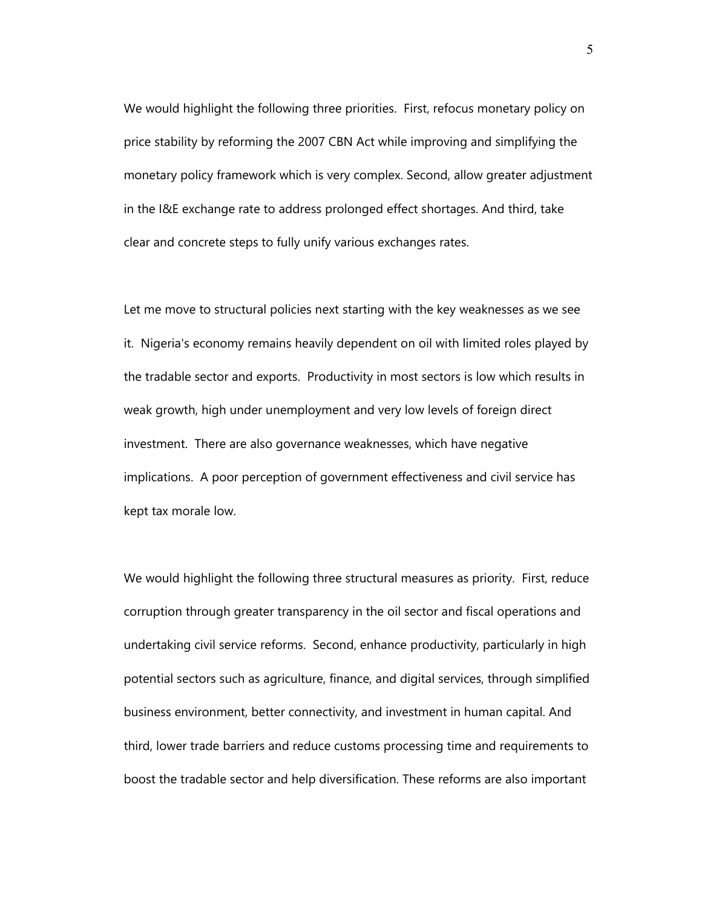We would highlight the following three priorities. First, refocus monetary policy on price stability by reforming the 2007 CBN Act while improving and simplifying the monetary policy framework which is very complex. Second, allow greater adjustment in the I&E exchange rate to address prolonged effect shortages. And third, take clear and concrete steps to fully unify various exchanges rates.

Let me move to structural policies next starting with the key weaknesses as we see it. Nigeria's economy remains heavily dependent on oil with limited roles played by the tradable sector and exports. Productivity in most sectors is low which results in weak growth, high under unemployment and very low levels of foreign direct investment. There are also governance weaknesses, which have negative implications. A poor perception of government effectiveness and civil service has kept tax morale low.

We would highlight the following three structural measures as priority. First, reduce corruption through greater transparency in the oil sector and fiscal operations and undertaking civil service reforms. Second, enhance productivity, particularly in high potential sectors such as agriculture, finance, and digital services, through simplified business environment, better connectivity, and investment in human capital. And third, lower trade barriers and reduce customs processing time and requirements to boost the tradable sector and help diversification. These reforms are also important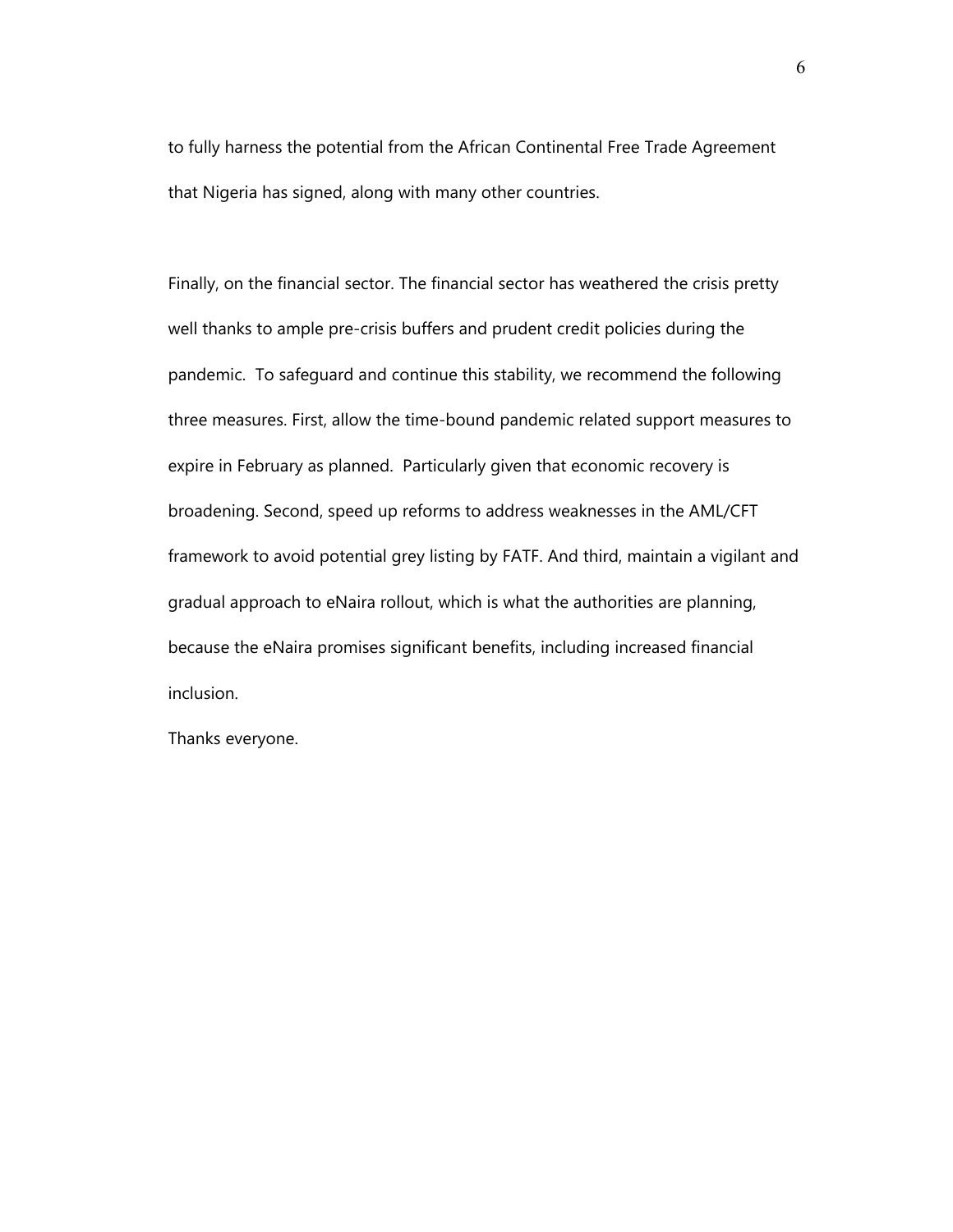to fully harness the potential from the African Continental Free Trade Agreement that Nigeria has signed, along with many other countries.

Finally, on the financial sector. The financial sector has weathered the crisis pretty well thanks to ample pre-crisis buffers and prudent credit policies during the pandemic.  To safeguard and continue this stability, we recommend the following three measures. First, allow the time-bound pandemic related support measures to expire in February as planned.  Particularly given that economic recovery is broadening. Second, speed up reforms to address weaknesses in the AML/CFT framework to avoid potential grey listing by FATF. And third, maintain a vigilant and gradual approach to eNaira rollout, which is what the authorities are planning, because the eNaira promises significant benefits, including increased financial inclusion.

Thanks everyone.